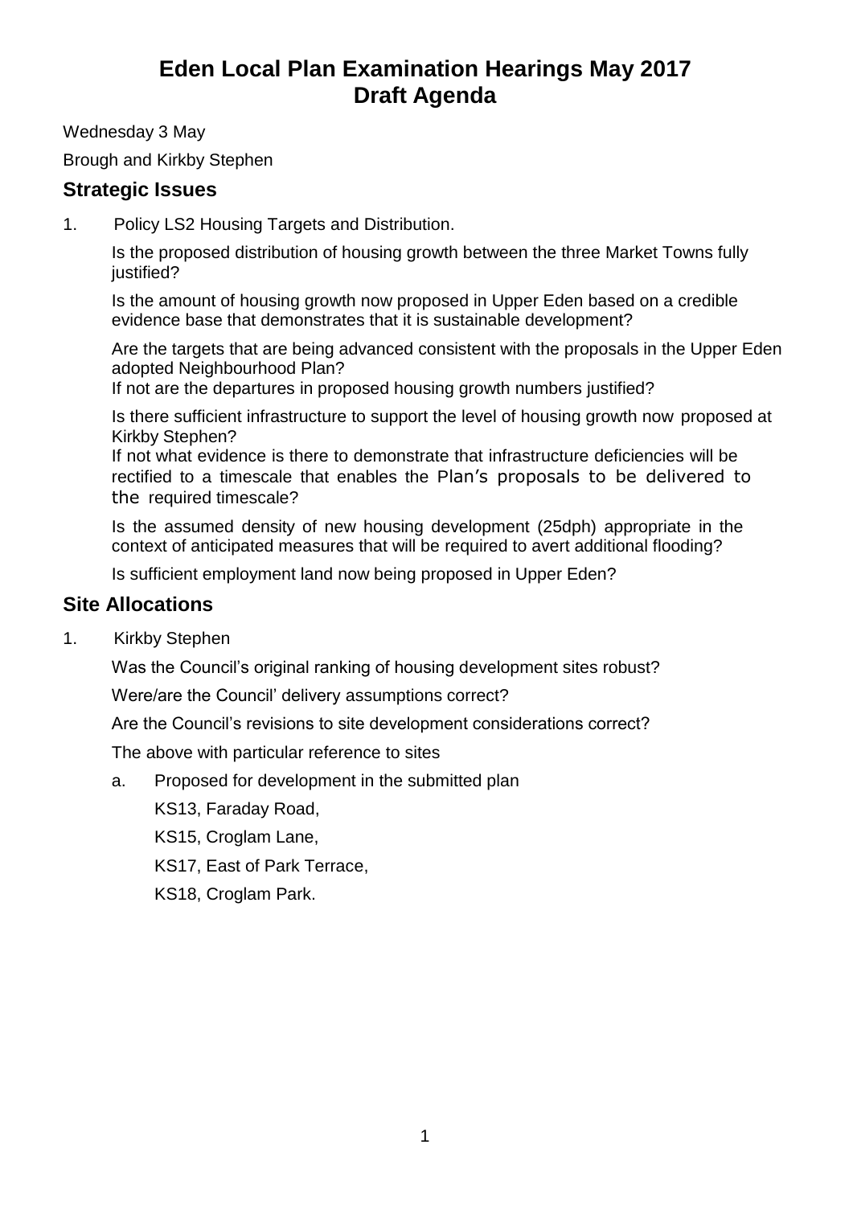# Eden Local Plan Examination Hearings May 2017
# Draft Agenda

Wednesday 3 May

Brough and Kirkby Stephen

## Strategic Issues

1. Policy LS2 Housing Targets and Distribution.

   Is the proposed distribution of housing growth between the three Market Towns fully justified?

   Is the amount of housing growth now proposed in Upper Eden based on a credible evidence base that demonstrates that it is sustainable development?

   Are the targets that are being advanced consistent with the proposals in the Upper Eden adopted Neighbourhood Plan?
   If not are the departures in proposed housing growth numbers justified?

   Is there sufficient infrastructure to support the level of housing growth now proposed at Kirkby Stephen?
   If not what evidence is there to demonstrate that infrastructure deficiencies will be rectified to a timescale that enables the Plan's proposals to be delivered to the required timescale?

   Is the assumed density of new housing development (25dph) appropriate in the context of anticipated measures that will be required to avert additional flooding?

   Is sufficient employment land now being proposed in Upper Eden?

## Site Allocations

1. Kirkby Stephen

   Was the Council's original ranking of housing development sites robust?

   Were/are the Council' delivery assumptions correct?

   Are the Council's revisions to site development considerations correct?

   The above with particular reference to sites

   a. Proposed for development in the submitted plan

      KS13, Faraday Road,

      KS15, Croglam Lane,

      KS17, East of Park Terrace,

      KS18, Croglam Park.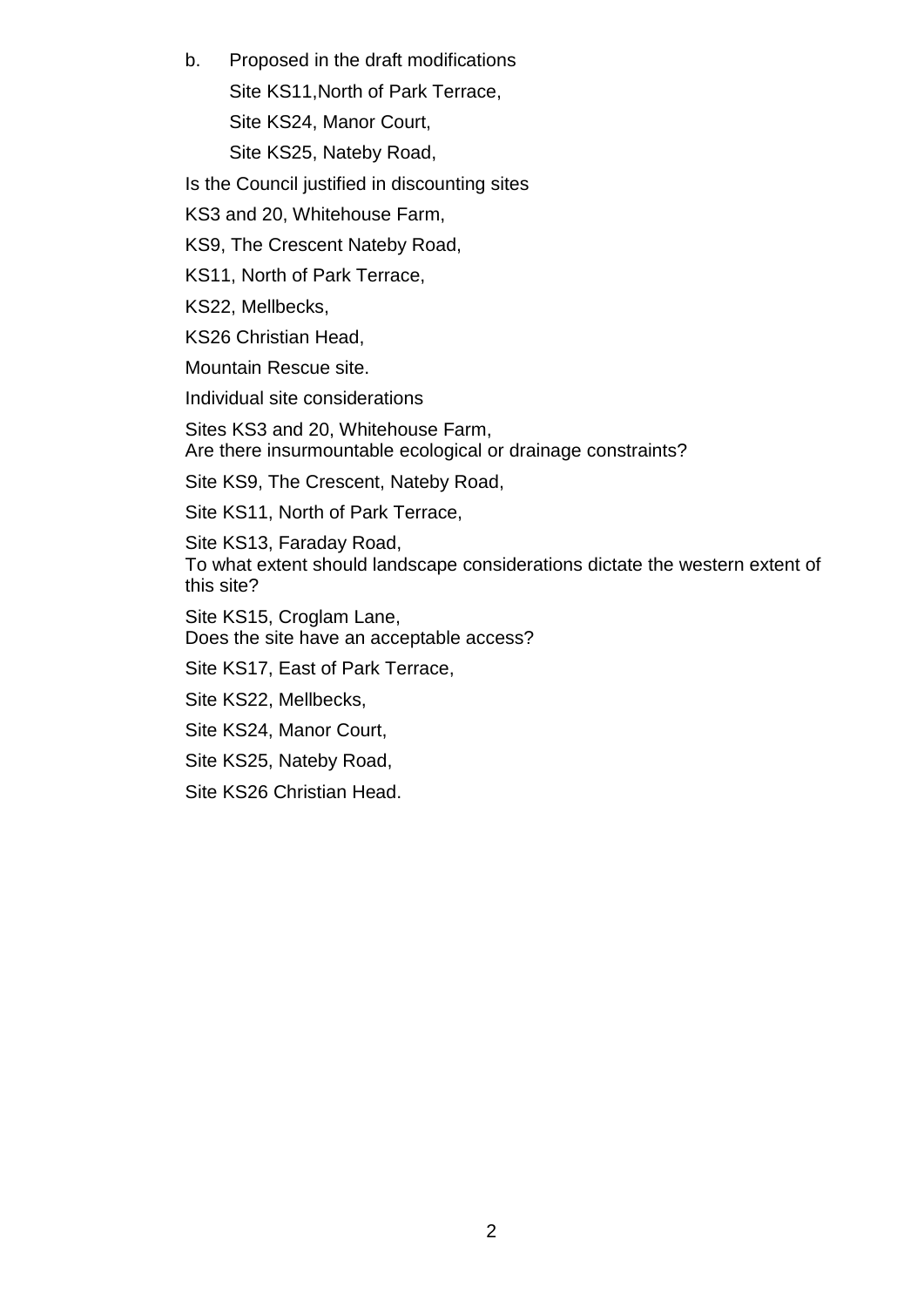b. Proposed in the draft modifications

    Site KS11,North of Park Terrace,

    Site KS24, Manor Court,

    Site KS25, Nateby Road,

Is the Council justified in discounting sites

KS3 and 20, Whitehouse Farm,

KS9, The Crescent Nateby Road,

KS11, North of Park Terrace,

KS22, Mellbecks,

KS26 Christian Head,

Mountain Rescue site.

Individual site considerations

Sites KS3 and 20, Whitehouse Farm,
Are there insurmountable ecological or drainage constraints?

Site KS9, The Crescent, Nateby Road,

Site KS11, North of Park Terrace,

Site KS13, Faraday Road,
To what extent should landscape considerations dictate the western extent of this site?

Site KS15, Croglam Lane,
Does the site have an acceptable access?

Site KS17, East of Park Terrace,

Site KS22, Mellbecks,

Site KS24, Manor Court,

Site KS25, Nateby Road,

Site KS26 Christian Head.